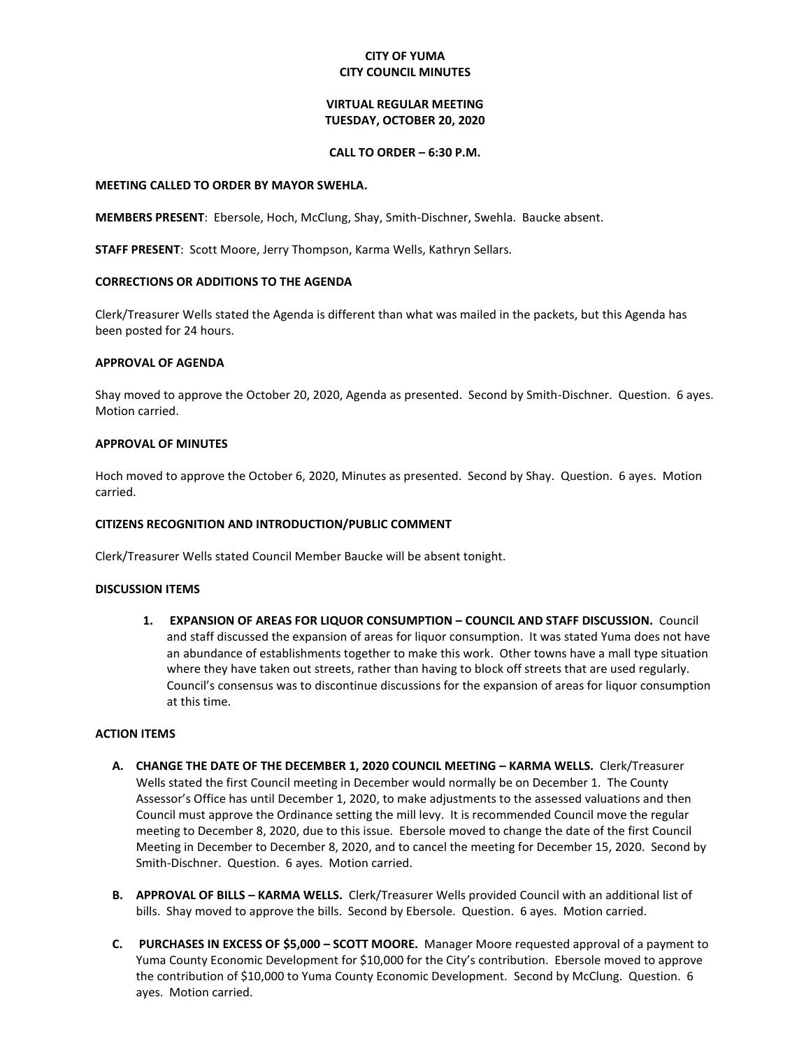# CITY OF YUMA
# CITY COUNCIL MINUTES

## VIRTUAL REGULAR MEETING
## TUESDAY, OCTOBER 20, 2020

### CALL TO ORDER – 6:30 P.M.

**MEETING CALLED TO ORDER BY MAYOR SWEHLA.**

**MEMBERS PRESENT**: Ebersole, Hoch, McClung, Shay, Smith-Dischner, Swehla. Baucke absent.

**STAFF PRESENT**: Scott Moore, Jerry Thompson, Karma Wells, Kathryn Sellars.

**CORRECTIONS OR ADDITIONS TO THE AGENDA**

Clerk/Treasurer Wells stated the Agenda is different than what was mailed in the packets, but this Agenda has been posted for 24 hours.

**APPROVAL OF AGENDA**

Shay moved to approve the October 20, 2020, Agenda as presented. Second by Smith-Dischner. Question. 6 ayes. Motion carried.

**APPROVAL OF MINUTES**

Hoch moved to approve the October 6, 2020, Minutes as presented. Second by Shay. Question. 6 ayes. Motion carried.

**CITIZENS RECOGNITION AND INTRODUCTION/PUBLIC COMMENT**

Clerk/Treasurer Wells stated Council Member Baucke will be absent tonight.

**DISCUSSION ITEMS**

1. **EXPANSION OF AREAS FOR LIQUOR CONSUMPTION – COUNCIL AND STAFF DISCUSSION.** Council and staff discussed the expansion of areas for liquor consumption. It was stated Yuma does not have an abundance of establishments together to make this work. Other towns have a mall type situation where they have taken out streets, rather than having to block off streets that are used regularly. Council's consensus was to discontinue discussions for the expansion of areas for liquor consumption at this time.

**ACTION ITEMS**

A. **CHANGE THE DATE OF THE DECEMBER 1, 2020 COUNCIL MEETING – KARMA WELLS.** Clerk/Treasurer Wells stated the first Council meeting in December would normally be on December 1. The County Assessor's Office has until December 1, 2020, to make adjustments to the assessed valuations and then Council must approve the Ordinance setting the mill levy. It is recommended Council move the regular meeting to December 8, 2020, due to this issue. Ebersole moved to change the date of the first Council Meeting in December to December 8, 2020, and to cancel the meeting for December 15, 2020. Second by Smith-Dischner. Question. 6 ayes. Motion carried.

B. **APPROVAL OF BILLS – KARMA WELLS.** Clerk/Treasurer Wells provided Council with an additional list of bills. Shay moved to approve the bills. Second by Ebersole. Question. 6 ayes. Motion carried.

C. **PURCHASES IN EXCESS OF $5,000 – SCOTT MOORE.** Manager Moore requested approval of a payment to Yuma County Economic Development for $10,000 for the City's contribution. Ebersole moved to approve the contribution of $10,000 to Yuma County Economic Development. Second by McClung. Question. 6 ayes. Motion carried.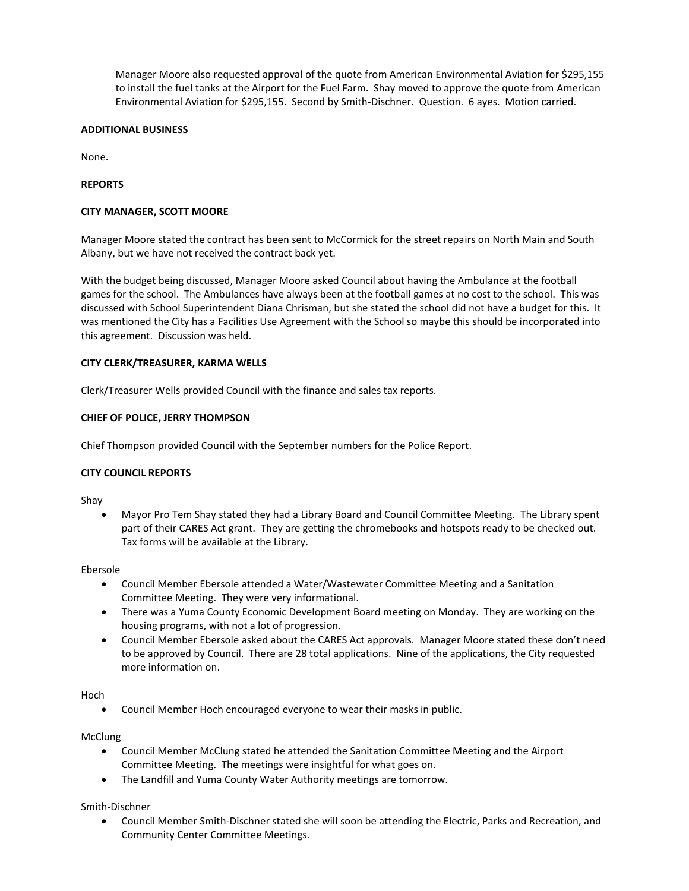Manager Moore also requested approval of the quote from American Environmental Aviation for $295,155 to install the fuel tanks at the Airport for the Fuel Farm. Shay moved to approve the quote from American Environmental Aviation for $295,155. Second by Smith-Dischner. Question. 6 ayes. Motion carried.

**ADDITIONAL BUSINESS**

None.

**REPORTS**

**CITY MANAGER, SCOTT MOORE**

Manager Moore stated the contract has been sent to McCormick for the street repairs on North Main and South Albany, but we have not received the contract back yet.

With the budget being discussed, Manager Moore asked Council about having the Ambulance at the football games for the school. The Ambulances have always been at the football games at no cost to the school. This was discussed with School Superintendent Diana Chrisman, but she stated the school did not have a budget for this. It was mentioned the City has a Facilities Use Agreement with the School so maybe this should be incorporated into this agreement. Discussion was held.

**CITY CLERK/TREASURER, KARMA WELLS**

Clerk/Treasurer Wells provided Council with the finance and sales tax reports.

**CHIEF OF POLICE, JERRY THOMPSON**

Chief Thompson provided Council with the September numbers for the Police Report.

**CITY COUNCIL REPORTS**

Shay

- Mayor Pro Tem Shay stated they had a Library Board and Council Committee Meeting. The Library spent part of their CARES Act grant. They are getting the chromebooks and hotspots ready to be checked out. Tax forms will be available at the Library.

Ebersole

- Council Member Ebersole attended a Water/Wastewater Committee Meeting and a Sanitation Committee Meeting. They were very informational.
- There was a Yuma County Economic Development Board meeting on Monday. They are working on the housing programs, with not a lot of progression.
- Council Member Ebersole asked about the CARES Act approvals. Manager Moore stated these don't need to be approved by Council. There are 28 total applications. Nine of the applications, the City requested more information on.

Hoch

- Council Member Hoch encouraged everyone to wear their masks in public.

McClung

- Council Member McClung stated he attended the Sanitation Committee Meeting and the Airport Committee Meeting. The meetings were insightful for what goes on.
- The Landfill and Yuma County Water Authority meetings are tomorrow.

Smith-Dischner

- Council Member Smith-Dischner stated she will soon be attending the Electric, Parks and Recreation, and Community Center Committee Meetings.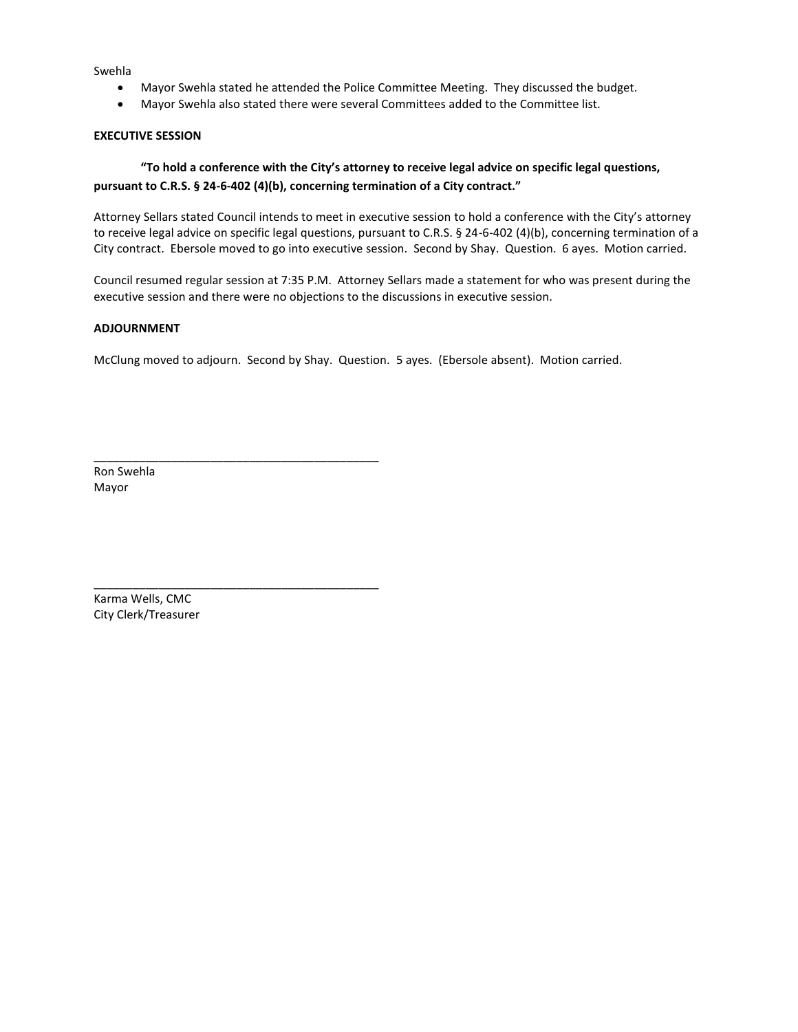Swehla

- Mayor Swehla stated he attended the Police Committee Meeting. They discussed the budget.
- Mayor Swehla also stated there were several Committees added to the Committee list.

**EXECUTIVE SESSION**

**"To hold a conference with the City's attorney to receive legal advice on specific legal questions, pursuant to C.R.S. § 24-6-402 (4)(b), concerning termination of a City contract."**

Attorney Sellars stated Council intends to meet in executive session to hold a conference with the City's attorney to receive legal advice on specific legal questions, pursuant to C.R.S. § 24-6-402 (4)(b), concerning termination of a City contract. Ebersole moved to go into executive session. Second by Shay. Question. 6 ayes. Motion carried.

Council resumed regular session at 7:35 P.M. Attorney Sellars made a statement for who was present during the executive session and there were no objections to the discussions in executive session.

**ADJOURNMENT**

McClung moved to adjourn. Second by Shay. Question. 5 ayes. (Ebersole absent). Motion carried.

\_\_\_\_\_\_\_\_\_\_\_\_\_\_\_\_\_\_\_\_\_\_\_\_\_\_\_\_\_\_\_\_\_\_\_\_\_\_\_\_\_\_\_\_

Ron Swehla
Mayor

\_\_\_\_\_\_\_\_\_\_\_\_\_\_\_\_\_\_\_\_\_\_\_\_\_\_\_\_\_\_\_\_\_\_\_\_\_\_\_\_\_\_\_\_

Karma Wells, CMC
City Clerk/Treasurer